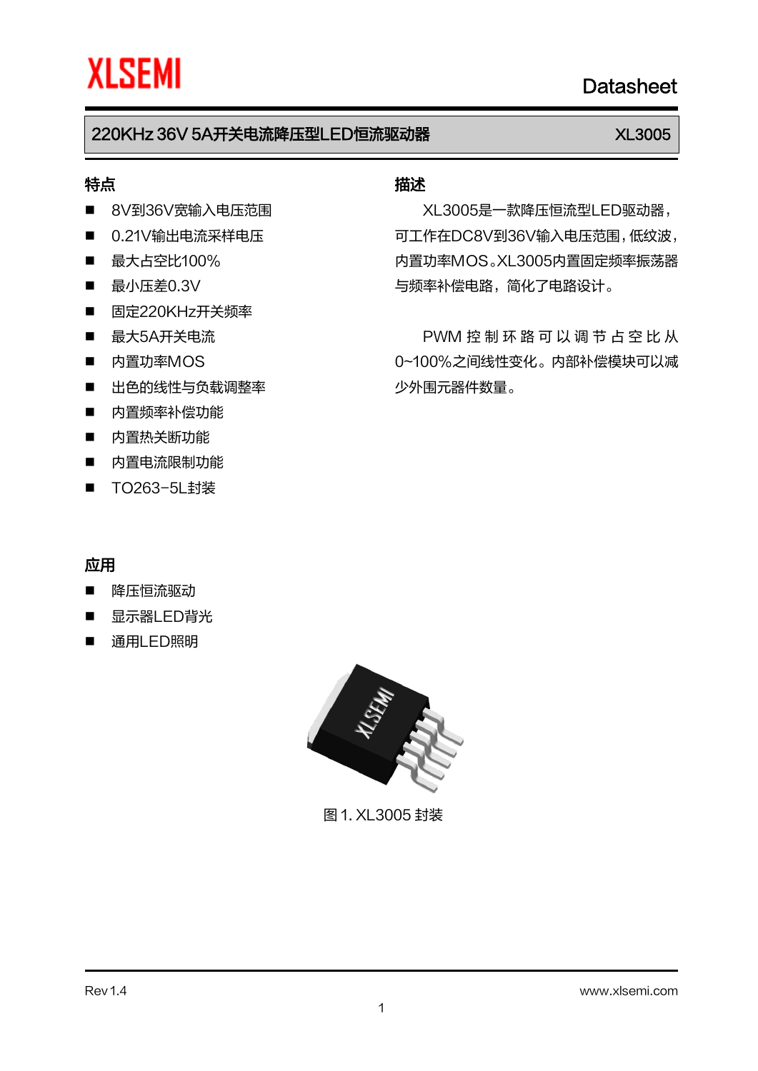# 220KHz 36V 5A开关电流降压型LED恒流驱动器 XL3005

## 特点

- 8V到36V宽输入电压范围
- 0.21V输出电流采样电压
- 最大占空比100%
- 最小压差0.3V
- 固定220KHz开关频率
- 最大5A开关电流
- 内置功率MOS
- 出色的线性与负载调整率
- 内置频率补偿功能
- 内置热关断功能
- 内置电流限制功能
- TO263-5L封装

## 描述

XL3005是一款降压恒流型LED驱动器，可工作在DC8V到36V输入电压范围，低纹波，内置功率MOS。XL3005内置固定频率振荡器与频率补偿电路，简化了电路设计。

PWM 控制环路可以调节占空比从0~100%之间线性变化。内部补偿模块可以减少外围元器件数量。

## 应用

- 降压恒流驱动
- 显示器LED背光
- 通用LED照明

图 1. XL3005 封装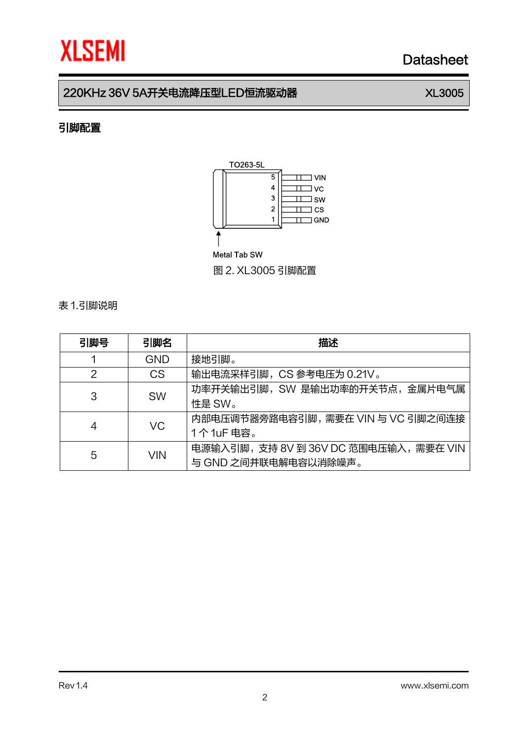## 引脚配置

TO263-5L

5 VIN
4 VC
3 SW
2 CS
1 GND

Metal Tab SW

图 2. XL3005 引脚配置

表 1.引脚说明

| 引脚号 | 引脚名 | 描述 |
|---|---|---|
| 1 | GND | 接地引脚。 |
| 2 | CS | 输出电流采样引脚，CS 参考电压为 0.21V。 |
| 3 | SW | 功率开关输出引脚，SW 是输出功率的开关节点，金属片电气属性是 SW。 |
| 4 | VC | 内部电压调节器旁路电容引脚，需要在 VIN 与 VC 引脚之间连接 1 个 1uF 电容。 |
| 5 | VIN | 电源输入引脚，支持 8V 到 36V DC 范围电压输入，需要在 VIN 与 GND 之间并联电解电容以消除噪声。 |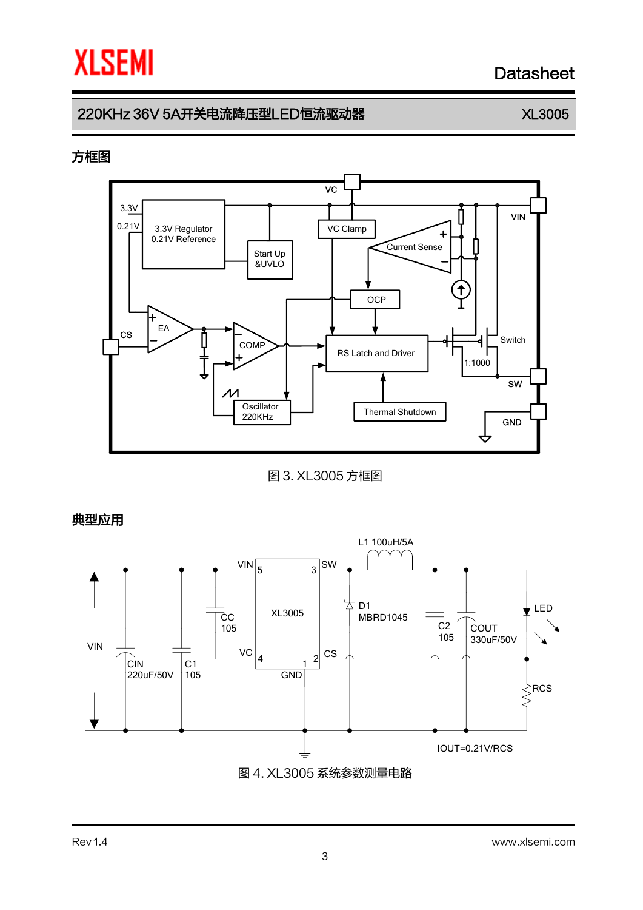## 方框图

图 3. XL3005 方框图

## 典型应用

图 4. XL3005 系统参数测量电路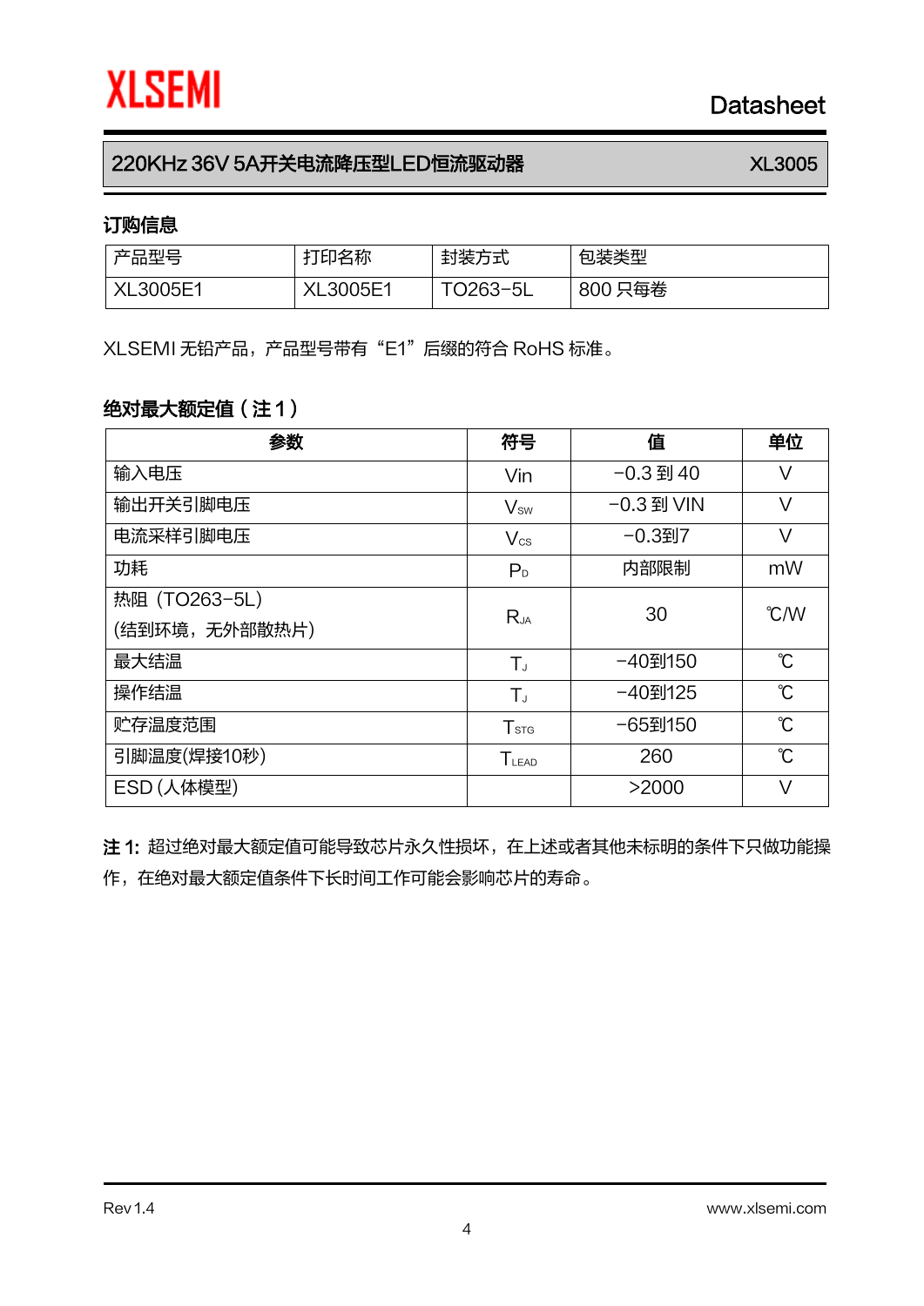## 订购信息

| 产品型号 | 打印名称 | 封装方式 | 包装类型 |
|---|---|---|---|
| XL3005E1 | XL3005E1 | TO263-5L | 800 只每卷 |

XLSEMI 无铅产品，产品型号带有“E1”后缀的符合 RoHS 标准。

## 绝对最大额定值（注 1）

| 参数 | 符号 | 值 | 单位 |
|---|---|---|---|
| 输入电压 | Vin | -0.3 到 40 | V |
| 输出开关引脚电压 | $V_{SW}$ | -0.3 到 VIN | V |
| 电流采样引脚电压 | $V_{CS}$ | -0.3到7 | V |
| 功耗 | $P_D$ | 内部限制 | mW |
| 热阻（TO263-5L）(结到环境，无外部散热片) | $R_{JA}$ | 30 | ℃/W |
| 最大结温 | $T_J$ | -40到150 | ℃ |
| 操作结温 | $T_J$ | -40到125 | ℃ |
| 贮存温度范围 | $T_{STG}$ | -65到150 | ℃ |
| 引脚温度(焊接10秒) | $T_{LEAD}$ | 260 | ℃ |
| ESD (人体模型) | | >2000 | V |

**注 1:** 超过绝对最大额定值可能导致芯片永久性损坏，在上述或者其他未标明的条件下只做功能操作，在绝对最大额定值条件下长时间工作可能会影响芯片的寿命。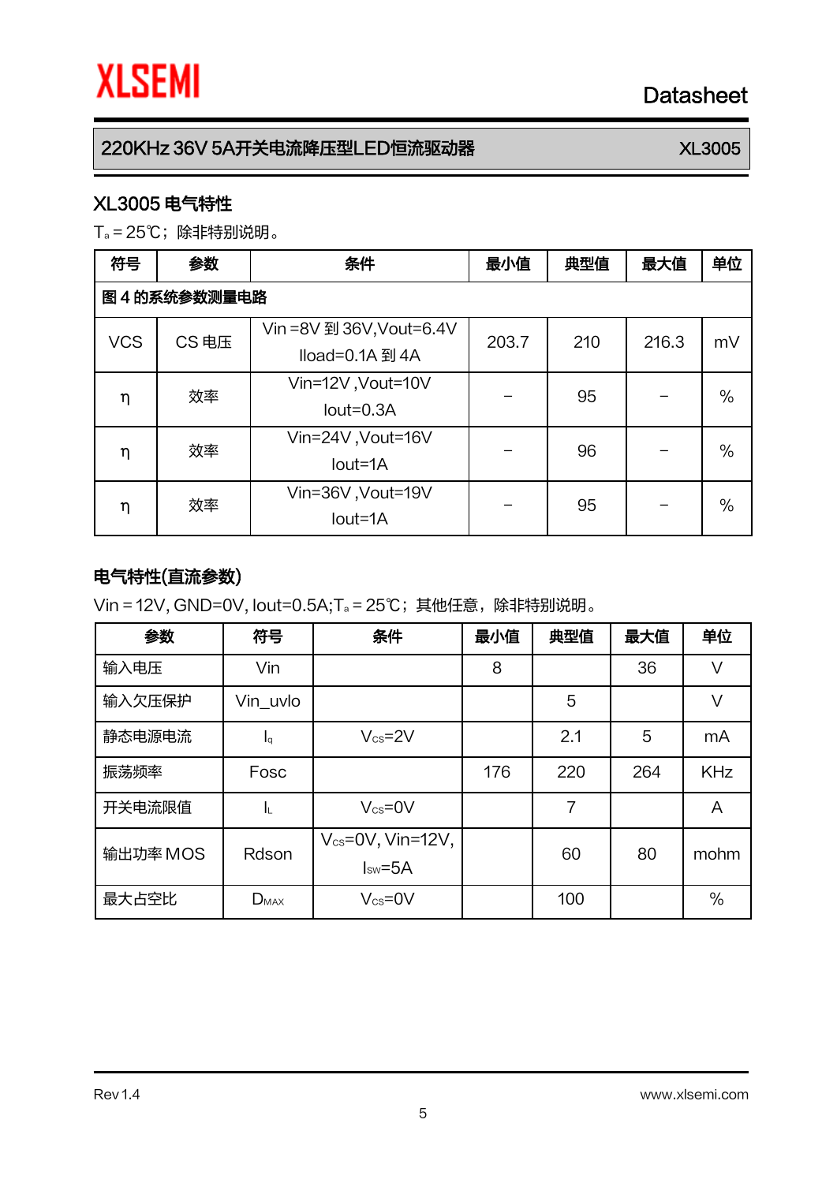## XL3005 电气特性

$T_a$ = 25℃；除非特别说明。

| 符号 | 参数 | 条件 | 最小值 | 典型值 | 最大值 | 单位 |
|---|---|---|---|---|---|---|
| 图 4 的系统参数测量电路 | | | | | | |
| VCS | CS 电压 | Vin =8V 到 36V,Vout=6.4V Iload=0.1A 到 4A | 203.7 | 210 | 216.3 | mV |
| η | 效率 | Vin=12V ,Vout=10V Iout=0.3A | – | 95 | – | % |
| η | 效率 | Vin=24V ,Vout=16V Iout=1A | – | 96 | – | % |
| η | 效率 | Vin=36V ,Vout=19V Iout=1A | – | 95 | – | % |

## 电气特性(直流参数)

Vin = 12V, GND=0V, Iout=0.5A;$T_a$ = 25℃；其他任意，除非特别说明。

| 参数 | 符号 | 条件 | 最小值 | 典型值 | 最大值 | 单位 |
|---|---|---|---|---|---|---|
| 输入电压 | Vin | | 8 | | 36 | V |
| 输入欠压保护 | Vin_uvlo | | | 5 | | V |
| 静态电源电流 | $I_q$ | $V_{CS}$=2V | | 2.1 | 5 | mA |
| 振荡频率 | Fosc | | 176 | 220 | 264 | KHz |
| 开关电流限值 | $I_L$ | $V_{CS}$=0V | | 7 | | A |
| 输出功率 MOS | Rdson | $V_{CS}$=0V, Vin=12V, $I_{SW}$=5A | | 60 | 80 | mohm |
| 最大占空比 | $D_{MAX}$ | $V_{CS}$=0V | | 100 | | % |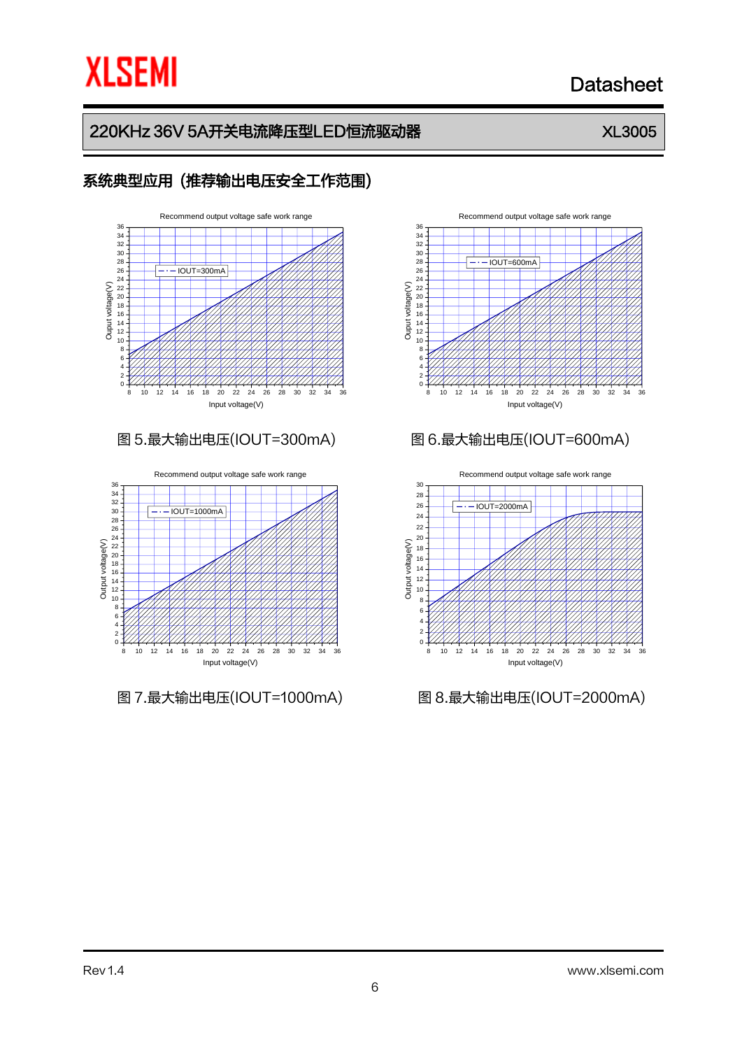## 系统典型应用（推荐输出电压安全工作范围）

图 5.最大输出电压(IOUT=300mA)

图 6.最大输出电压(IOUT=600mA)

图 7.最大输出电压(IOUT=1000mA)

图 8.最大输出电压(IOUT=2000mA)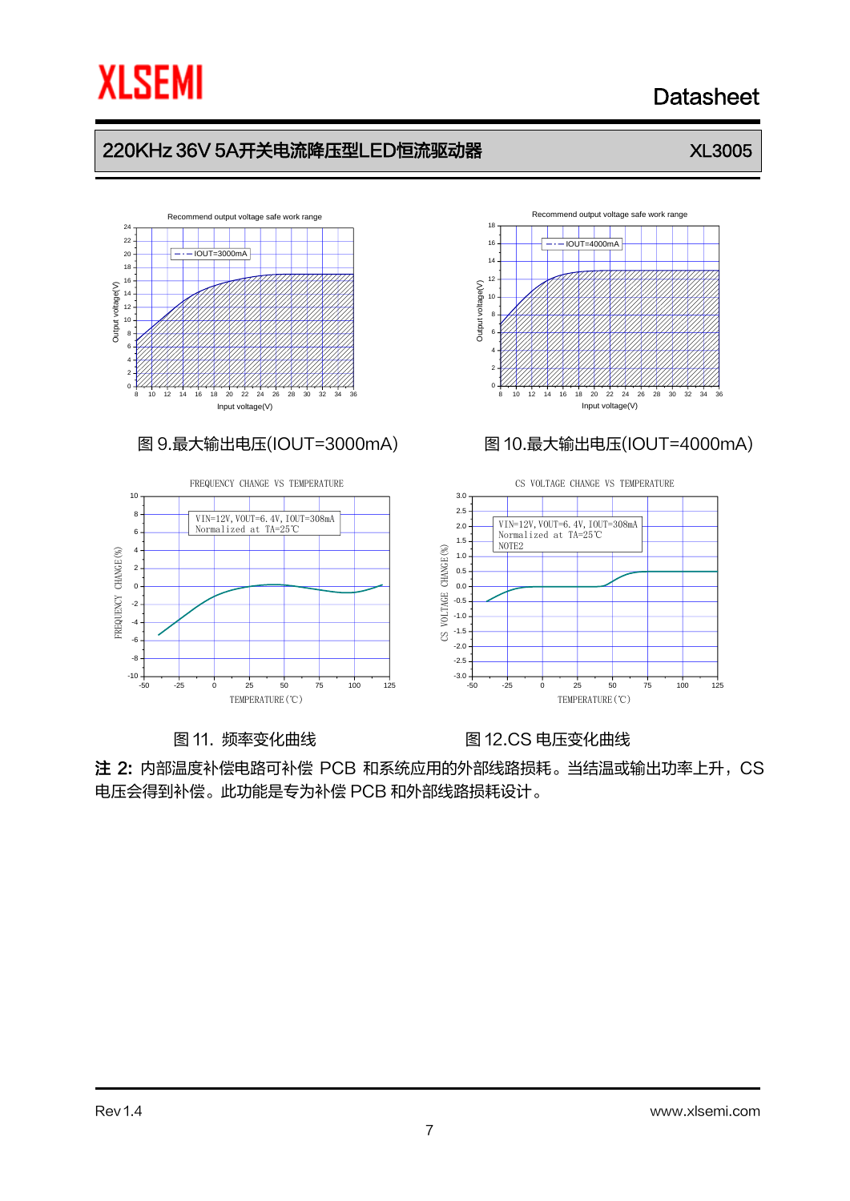图 9.最大输出电压(IOUT=3000mA)

图 10.最大输出电压(IOUT=4000mA)

图 11. 频率变化曲线

图 12.CS 电压变化曲线

**注 2:** 内部温度补偿电路可补偿 PCB 和系统应用的外部线路损耗。当结温或输出功率上升，CS 电压会得到补偿。此功能是专为补偿 PCB 和外部线路损耗设计。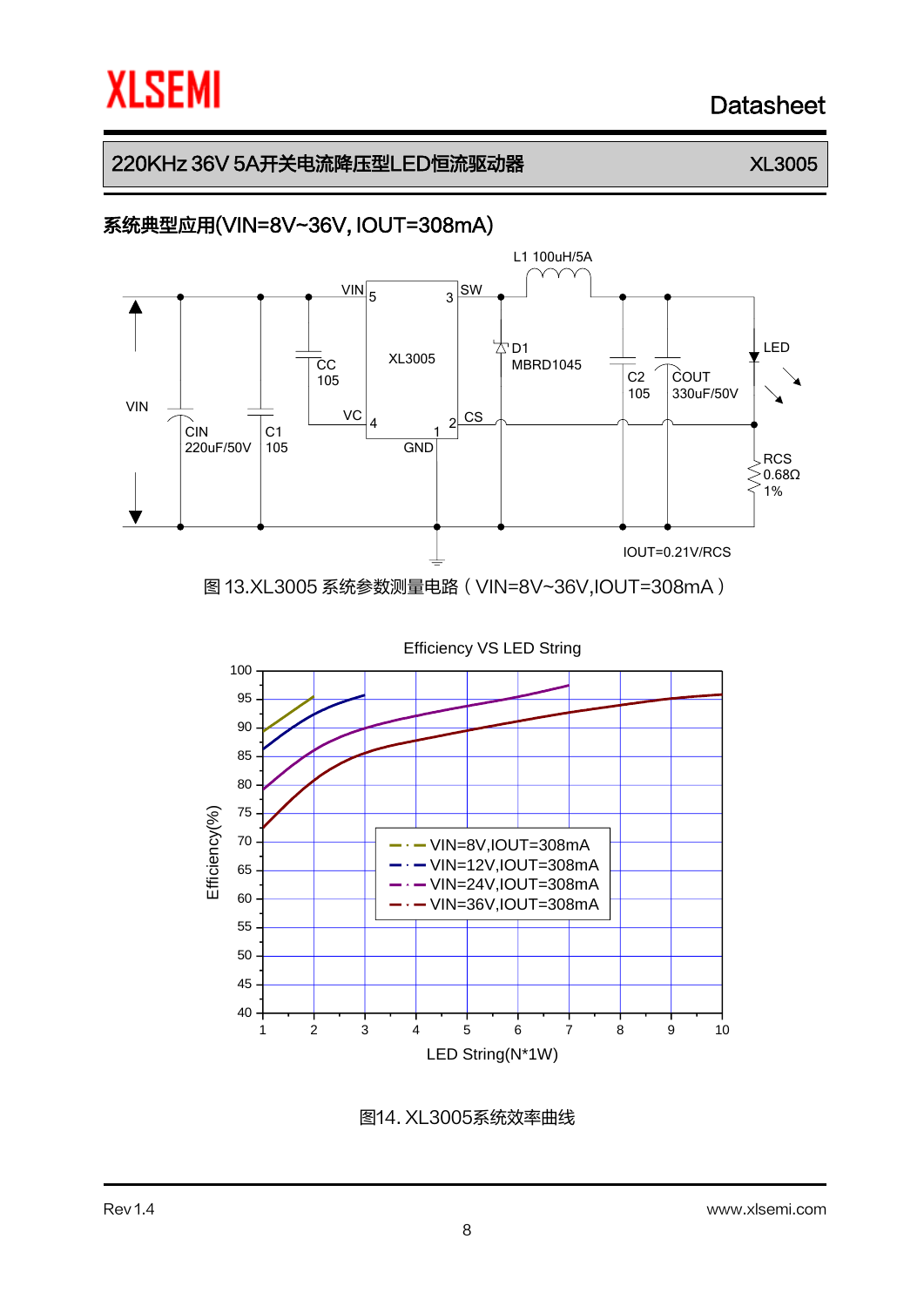## 系统典型应用(VIN=8V~36V, IOUT=308mA)

图 13.XL3005 系统参数测量电路（VIN=8V~36V,IOUT=308mA）

图14. XL3005系统效率曲线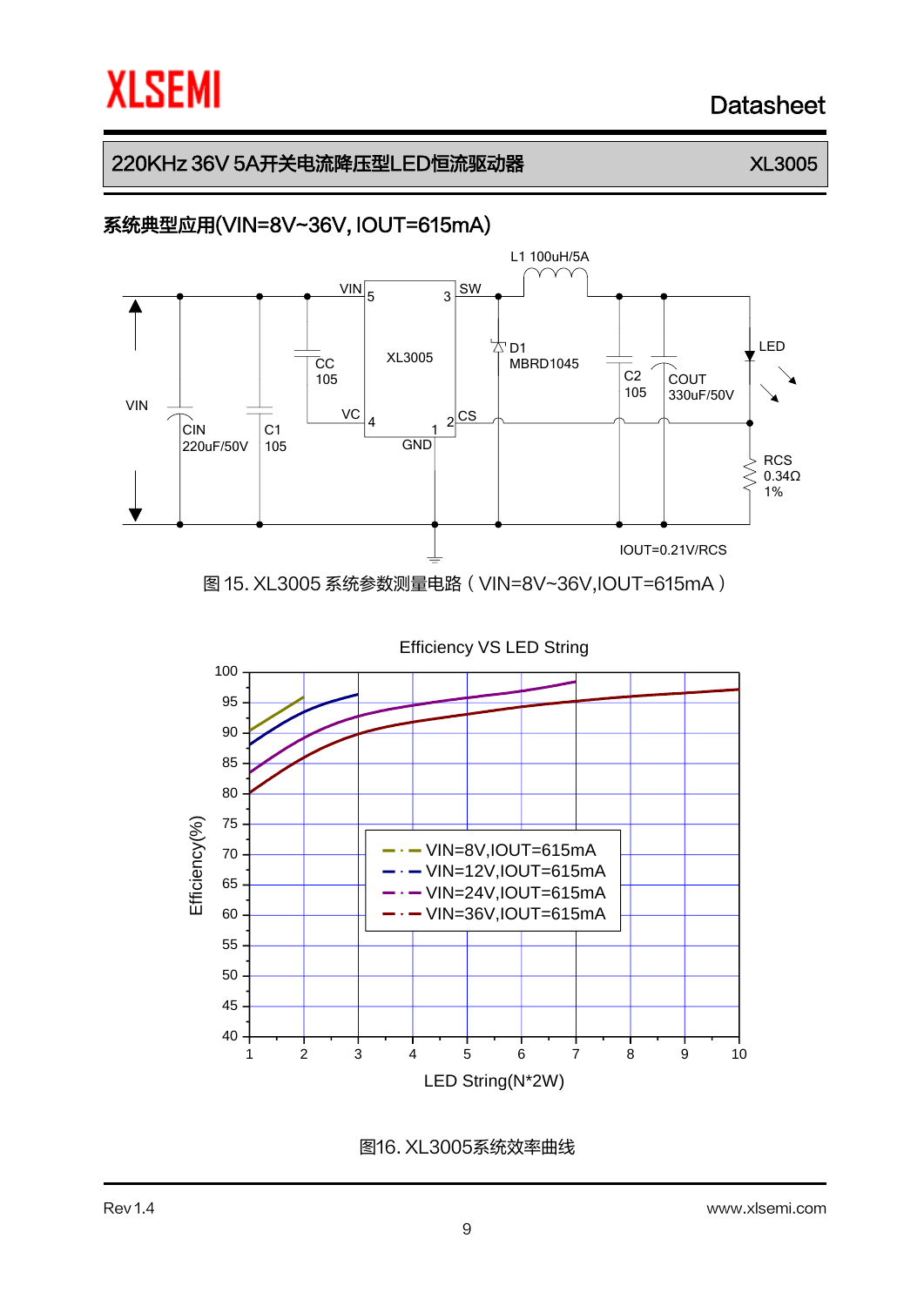## 系统典型应用(VIN=8V~36V, IOUT=615mA)

VIN, CIN 220uF/50V, C1 105, CC 105, VIN 5, VC 4, XL3005, 3 SW, 2 CS, 1 GND, L1 100uH/5A, D1 MBRD1045, C2 105, COUT 330uF/50V, LED, RCS 0.34Ω 1%

IOUT=0.21V/RCS

图 15. XL3005 系统参数测量电路（VIN=8V~36V,IOUT=615mA）

Efficiency VS LED String

Efficiency(%)

LED String(N*2W)

- VIN=8V,IOUT=615mA
- VIN=12V,IOUT=615mA
- VIN=24V,IOUT=615mA
- VIN=36V,IOUT=615mA

图16. XL3005系统效率曲线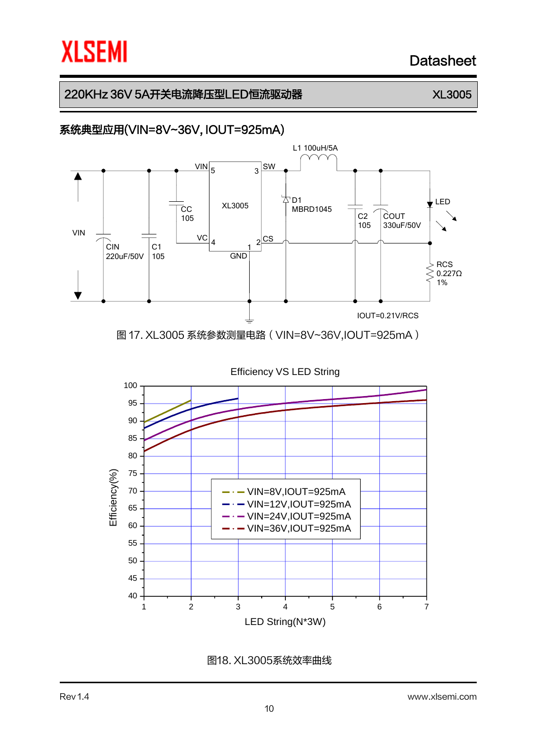## 系统典型应用(VIN=8V~36V, IOUT=925mA)

图 17. XL3005 系统参数测量电路（VIN=8V~36V,IOUT=925mA）

图18. XL3005系统效率曲线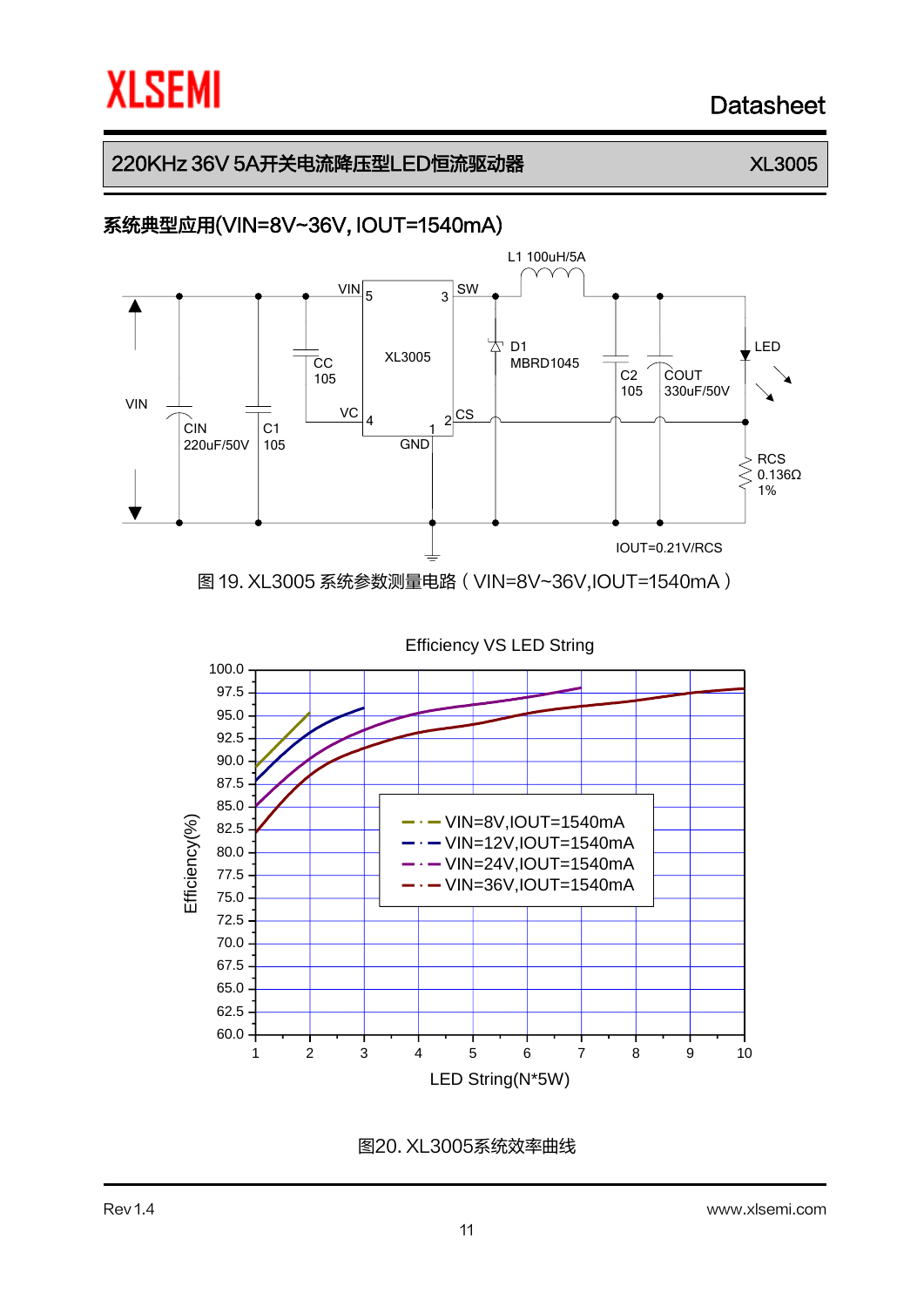## 系统典型应用(VIN=8V~36V, IOUT=1540mA)

图 19. XL3005 系统参数测量电路（VIN=8V~36V,IOUT=1540mA）

图20. XL3005系统效率曲线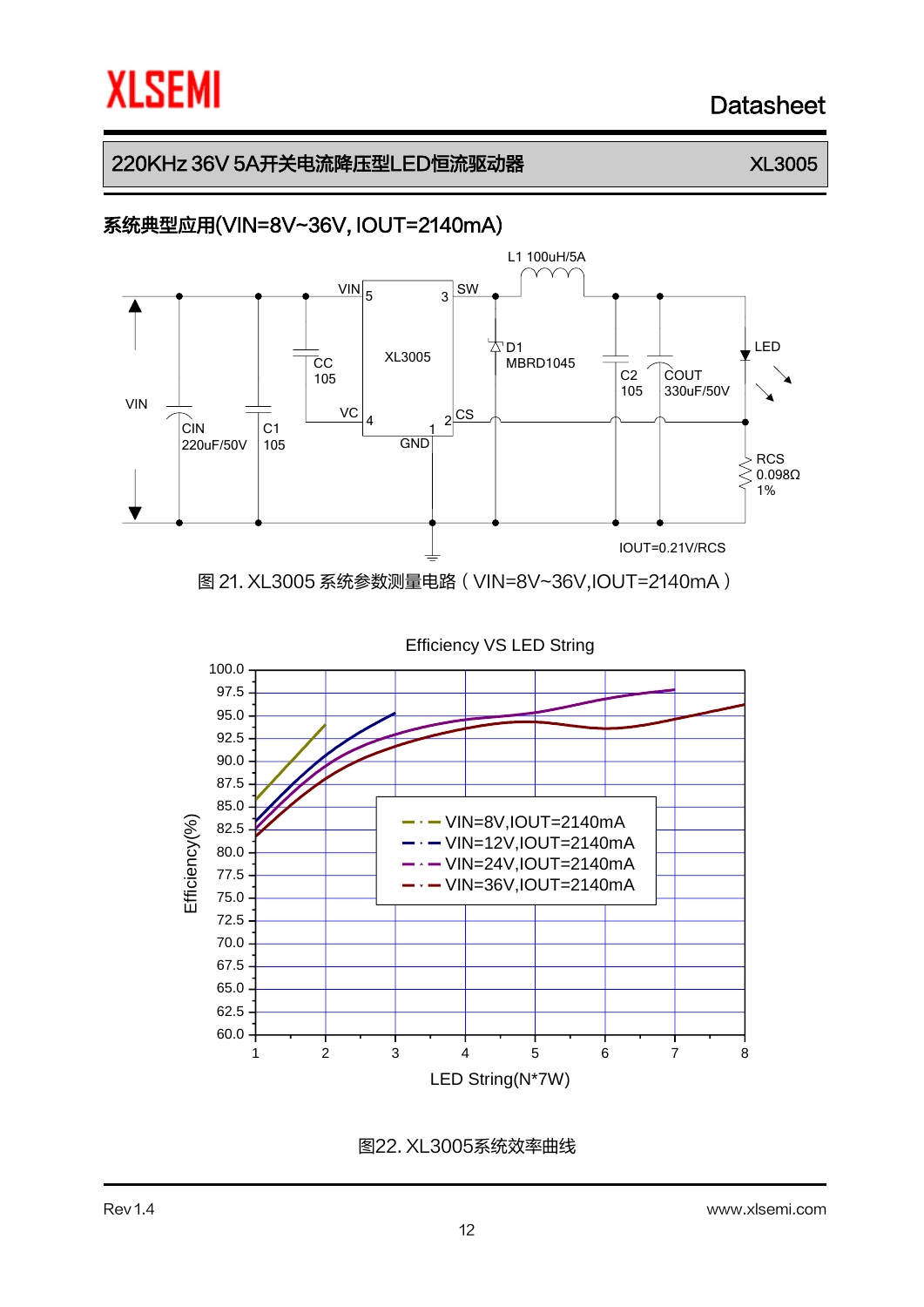## 系统典型应用(VIN=8V~36V, IOUT=2140mA)

图 21. XL3005 系统参数测量电路（VIN=8V~36V,IOUT=2140mA）

图22. XL3005系统效率曲线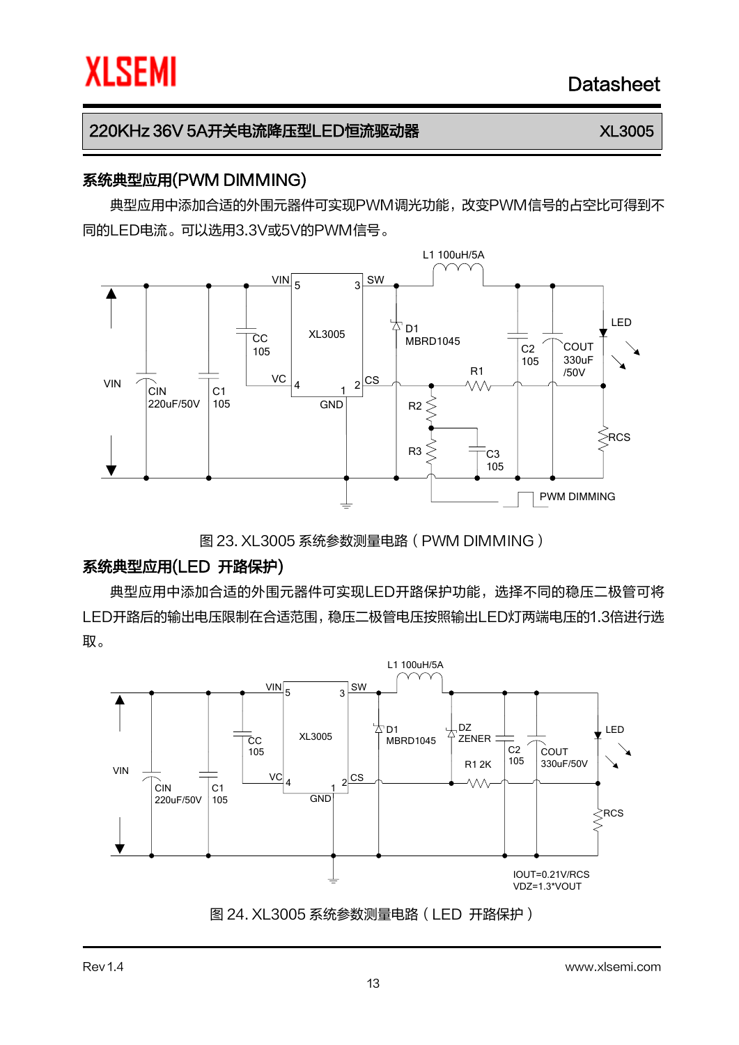## 系统典型应用(PWM DIMMING)

典型应用中添加合适的外围元器件可实现PWM调光功能，改变PWM信号的占空比可得到不同的LED电流。可以选用3.3V或5V的PWM信号。

图 23. XL3005 系统参数测量电路（PWM DIMMING）

## 系统典型应用(LED 开路保护)

典型应用中添加合适的外围元器件可实现LED开路保护功能，选择不同的稳压二极管可将LED开路后的输出电压限制在合适范围，稳压二极管电压按照输出LED灯两端电压的1.3倍进行选取。

IOUT=0.21V/RCS
VDZ=1.3*VOUT

图 24. XL3005 系统参数测量电路（LED 开路保护）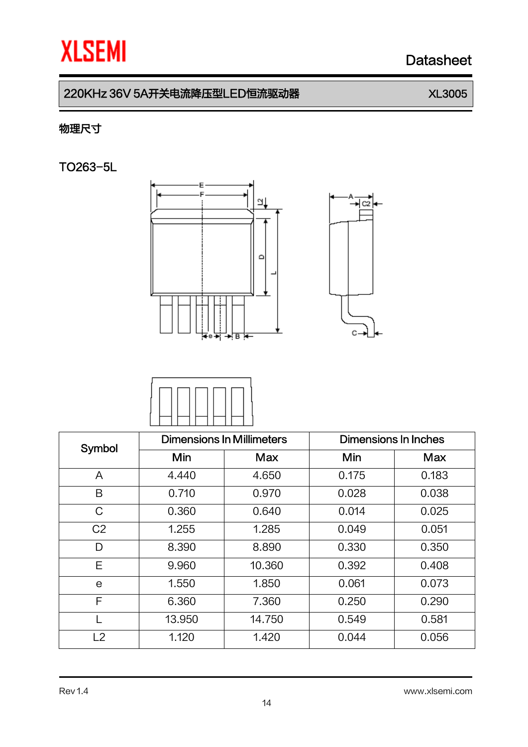## 物理尺寸

### TO263-5L

| Symbol | Dimensions In Millimeters | | Dimensions In Inches | |
|---|---|---|---|---|
| | Min | Max | Min | Max |
| A | 4.440 | 4.650 | 0.175 | 0.183 |
| B | 0.710 | 0.970 | 0.028 | 0.038 |
| C | 0.360 | 0.640 | 0.014 | 0.025 |
| C2 | 1.255 | 1.285 | 0.049 | 0.051 |
| D | 8.390 | 8.890 | 0.330 | 0.350 |
| E | 9.960 | 10.360 | 0.392 | 0.408 |
| e | 1.550 | 1.850 | 0.061 | 0.073 |
| F | 6.360 | 7.360 | 0.250 | 0.290 |
| L | 13.950 | 14.750 | 0.549 | 0.581 |
| L2 | 1.120 | 1.420 | 0.044 | 0.056 |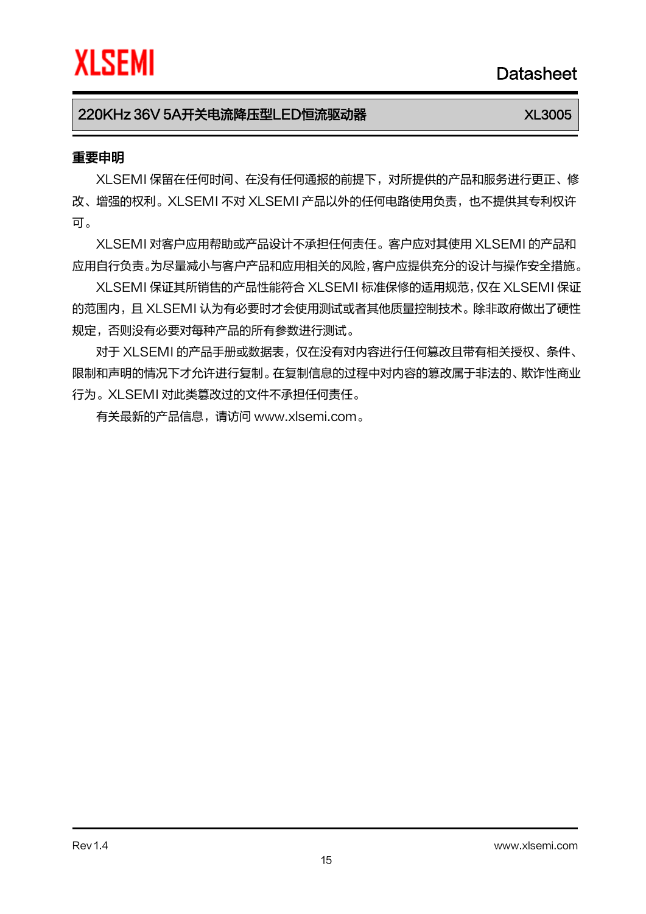## 重要申明

XLSEMI 保留在任何时间、在没有任何通报的前提下，对所提供的产品和服务进行更正、修改、增强的权利。XLSEMI 不对 XLSEMI 产品以外的任何电路使用负责，也不提供其专利权许可。

XLSEMI 对客户应用帮助或产品设计不承担任何责任。客户应对其使用 XLSEMI 的产品和应用自行负责。为尽量减小与客户产品和应用相关的风险，客户应提供充分的设计与操作安全措施。

XLSEMI 保证其所销售的产品性能符合 XLSEMI 标准保修的适用规范，仅在 XLSEMI 保证的范围内，且 XLSEMI 认为有必要时才会使用测试或者其他质量控制技术。除非政府做出了硬性规定，否则没有必要对每种产品的所有参数进行测试。

对于 XLSEMI 的产品手册或数据表，仅在没有对内容进行任何篡改且带有相关授权、条件、限制和声明的情况下才允许进行复制。在复制信息的过程中对内容的篡改属于非法的、欺诈性商业行为。XLSEMI 对此类篡改过的文件不承担任何责任。

有关最新的产品信息，请访问 www.xlsemi.com。